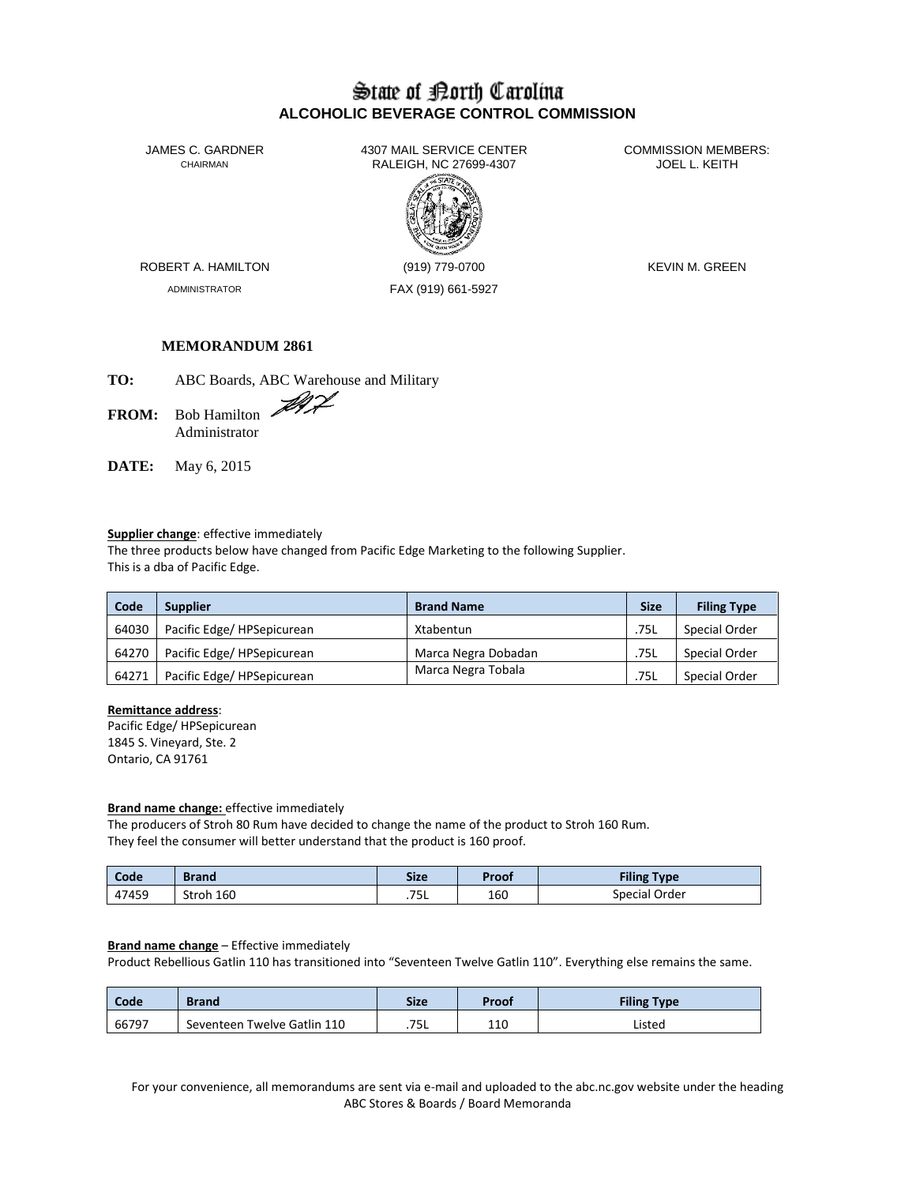# State of North Carolina
## ALCOHOLIC BEVERAGE CONTROL COMMISSION

JAMES C. GARDNER
CHAIRMAN

4307 MAIL SERVICE CENTER
RALEIGH, NC 27699-4307

COMMISSION MEMBERS:
JOEL L. KEITH

ROBERT A. HAMILTON
ADMINISTRATOR

(919) 779-0700
FAX (919) 661-5927

KEVIN M. GREEN

**MEMORANDUM 2861**

**TO:** ABC Boards, ABC Warehouse and Military

**FROM:** Bob Hamilton
Administrator

**DATE:** May 6, 2015

**Supplier change**: effective immediately
The three products below have changed from Pacific Edge Marketing to the following Supplier.
This is a dba of Pacific Edge.

| Code | Supplier | Brand Name | Size | Filing Type |
|---|---|---|---|---|
| 64030 | Pacific Edge/ HPSepicurean | Xtabentun | .75L | Special Order |
| 64270 | Pacific Edge/ HPSepicurean | Marca Negra Dobadan | .75L | Special Order |
| 64271 | Pacific Edge/ HPSepicurean | Marca Negra Tobala | .75L | Special Order |

**Remittance address**:
Pacific Edge/ HPSepicurean
1845 S. Vineyard, Ste. 2
Ontario, CA 91761

**Brand name change:** effective immediately
The producers of Stroh 80 Rum have decided to change the name of the product to Stroh 160 Rum.
They feel the consumer will better understand that the product is 160 proof.

| Code | Brand | Size | Proof | Filing Type |
|---|---|---|---|---|
| 47459 | Stroh 160 | .75L | 160 | Special Order |

**Brand name change** – Effective immediately
Product Rebellious Gatlin 110 has transitioned into "Seventeen Twelve Gatlin 110". Everything else remains the same.

| Code | Brand | Size | Proof | Filing Type |
|---|---|---|---|---|
| 66797 | Seventeen Twelve Gatlin 110 | .75L | 110 | Listed |

For your convenience, all memorandums are sent via e-mail and uploaded to the abc.nc.gov website under the heading ABC Stores & Boards / Board Memoranda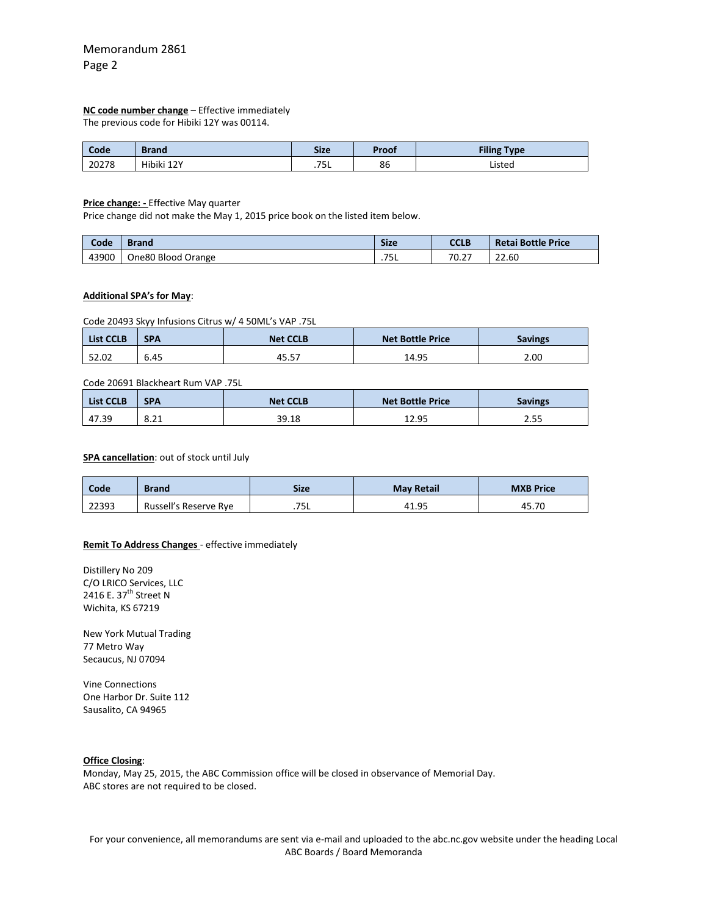**NC code number change** – Effective immediately
The previous code for Hibiki 12Y was 00114.

| Code | Brand | Size | Proof | Filing Type |
|---|---|---|---|---|
| 20278 | Hibiki 12Y | .75L | 86 | Listed |

**Price change: -** Effective May quarter
Price change did not make the May 1, 2015 price book on the listed item below.

| Code | Brand | Size | CCLB | Retai Bottle Price |
|---|---|---|---|---|
| 43900 | One80 Blood Orange | .75L | 70.27 | 22.60 |

**Additional SPA's for May**:

Code 20493 Skyy Infusions Citrus w/ 4 50ML's VAP .75L

| List CCLB | SPA | Net CCLB | Net Bottle Price | Savings |
|---|---|---|---|---|
| 52.02 | 6.45 | 45.57 | 14.95 | 2.00 |

Code 20691 Blackheart Rum VAP .75L

| List CCLB | SPA | Net CCLB | Net Bottle Price | Savings |
|---|---|---|---|---|
| 47.39 | 8.21 | 39.18 | 12.95 | 2.55 |

**SPA cancellation**: out of stock until July

| Code | Brand | Size | May Retail | MXB Price |
|---|---|---|---|---|
| 22393 | Russell's Reserve Rye | .75L | 41.95 | 45.70 |

**Remit To Address Changes** - effective immediately

Distillery No 209
C/O LRICO Services, LLC
2416 E. 37th Street N
Wichita, KS 67219

New York Mutual Trading
77 Metro Way
Secaucus, NJ 07094

Vine Connections
One Harbor Dr. Suite 112
Sausalito, CA 94965

**Office Closing**:
Monday, May 25, 2015, the ABC Commission office will be closed in observance of Memorial Day.
ABC stores are not required to be closed.

For your convenience, all memorandums are sent via e-mail and uploaded to the abc.nc.gov website under the heading Local ABC Boards / Board Memoranda